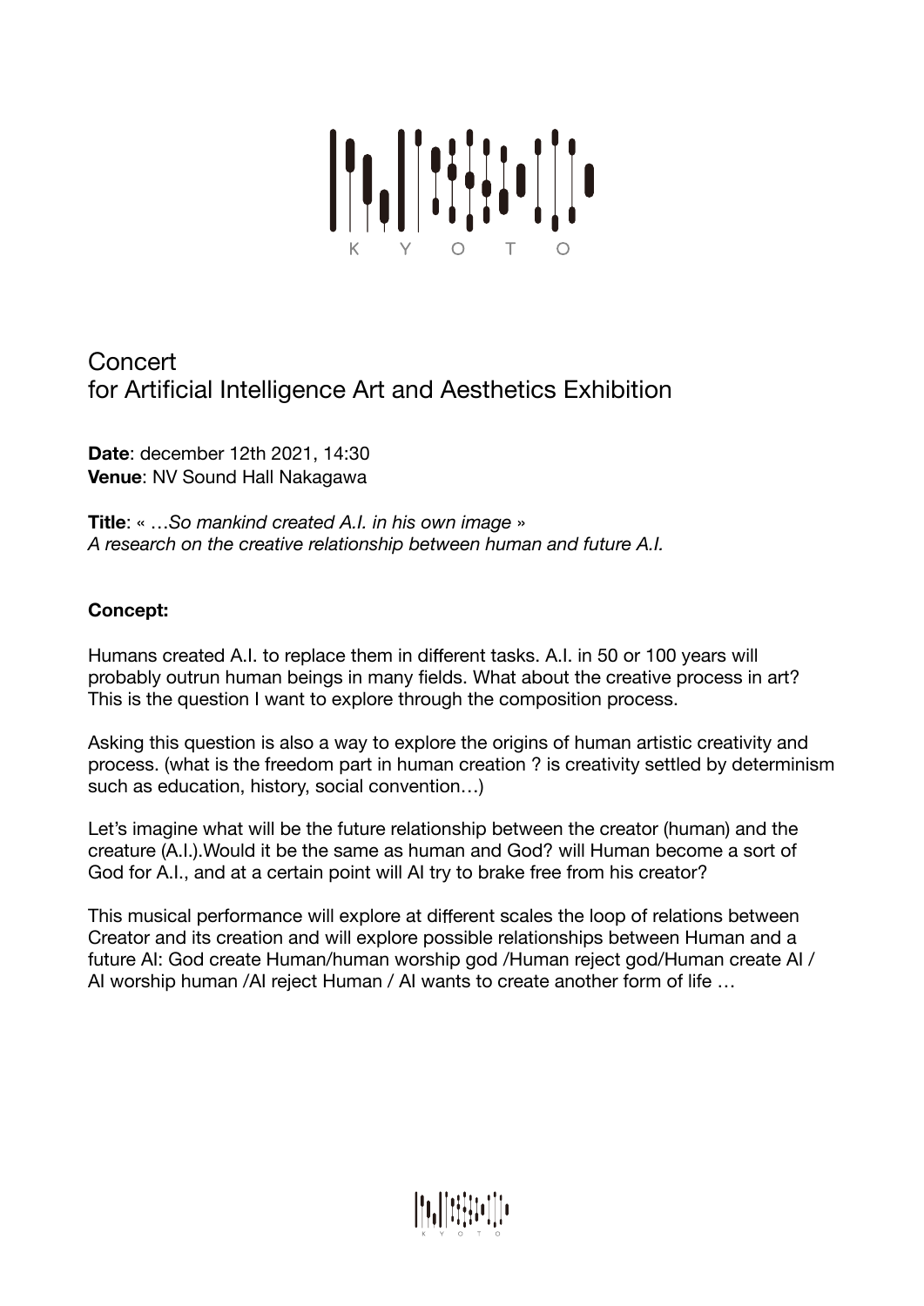KYOTO

# Concert
# for Artificial Intelligence Art and Aesthetics Exhibition

**Date**: december 12th 2021, 14:30
**Venue**: NV Sound Hall Nakagawa

**Title**: « …*So mankind created A.I. in his own image* »
*A research on the creative relationship between human and future A.I.*

**Concept:**

Humans created A.I. to replace them in different tasks. A.I. in 50 or 100 years will probably outrun human beings in many fields. What about the creative process in art? This is the question I want to explore through the composition process.

Asking this question is also a way to explore the origins of human artistic creativity and process. (what is the freedom part in human creation ? is creativity settled by determinism such as education, history, social convention…)

Let's imagine what will be the future relationship between the creator (human) and the creature (A.I.).Would it be the same as human and God? will Human become a sort of God for A.I., and at a certain point will AI try to brake free from his creator?

This musical performance will explore at different scales the loop of relations between Creator and its creation and will explore possible relationships between Human and a future AI: God create Human/human worship god /Human reject god/Human create AI / AI worship human /AI reject Human / AI wants to create another form of life …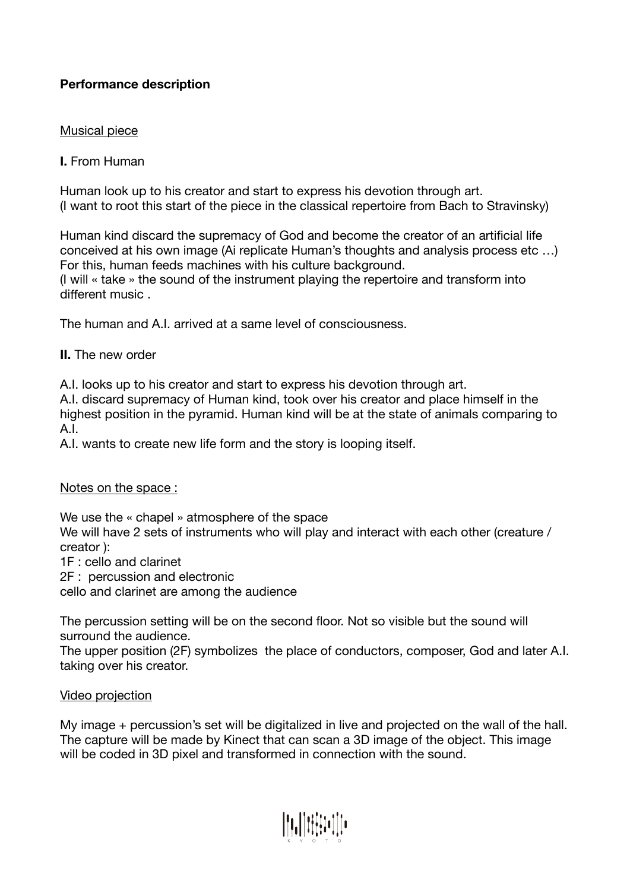**Performance description**

Musical piece

**I.** From Human

Human look up to his creator and start to express his devotion through art.
(I want to root this start of the piece in the classical repertoire from Bach to Stravinsky)

Human kind discard the supremacy of God and become the creator of an artificial life conceived at his own image (Ai replicate Human's thoughts and analysis process etc …)
For this, human feeds machines with his culture background.
(I will « take » the sound of the instrument playing the repertoire and transform into different music .

The human and A.I. arrived at a same level of consciousness.

**II.** The new order

A.I. looks up to his creator and start to express his devotion through art.
A.I. discard supremacy of Human kind, took over his creator and place himself in the highest position in the pyramid. Human kind will be at the state of animals comparing to A.I.
A.I. wants to create new life form and the story is looping itself.

Notes on the space :

We use the « chapel » atmosphere of the space
We will have 2 sets of instruments who will play and interact with each other (creature / creator ):
1F : cello and clarinet
2F : percussion and electronic
cello and clarinet are among the audience

The percussion setting will be on the second floor. Not so visible but the sound will surround the audience.
The upper position (2F) symbolizes the place of conductors, composer, God and later A.I. taking over his creator.

Video projection

My image + percussion's set will be digitalized in live and projected on the wall of the hall. The capture will be made by Kinect that can scan a 3D image of the object. This image will be coded in 3D pixel and transformed in connection with the sound.